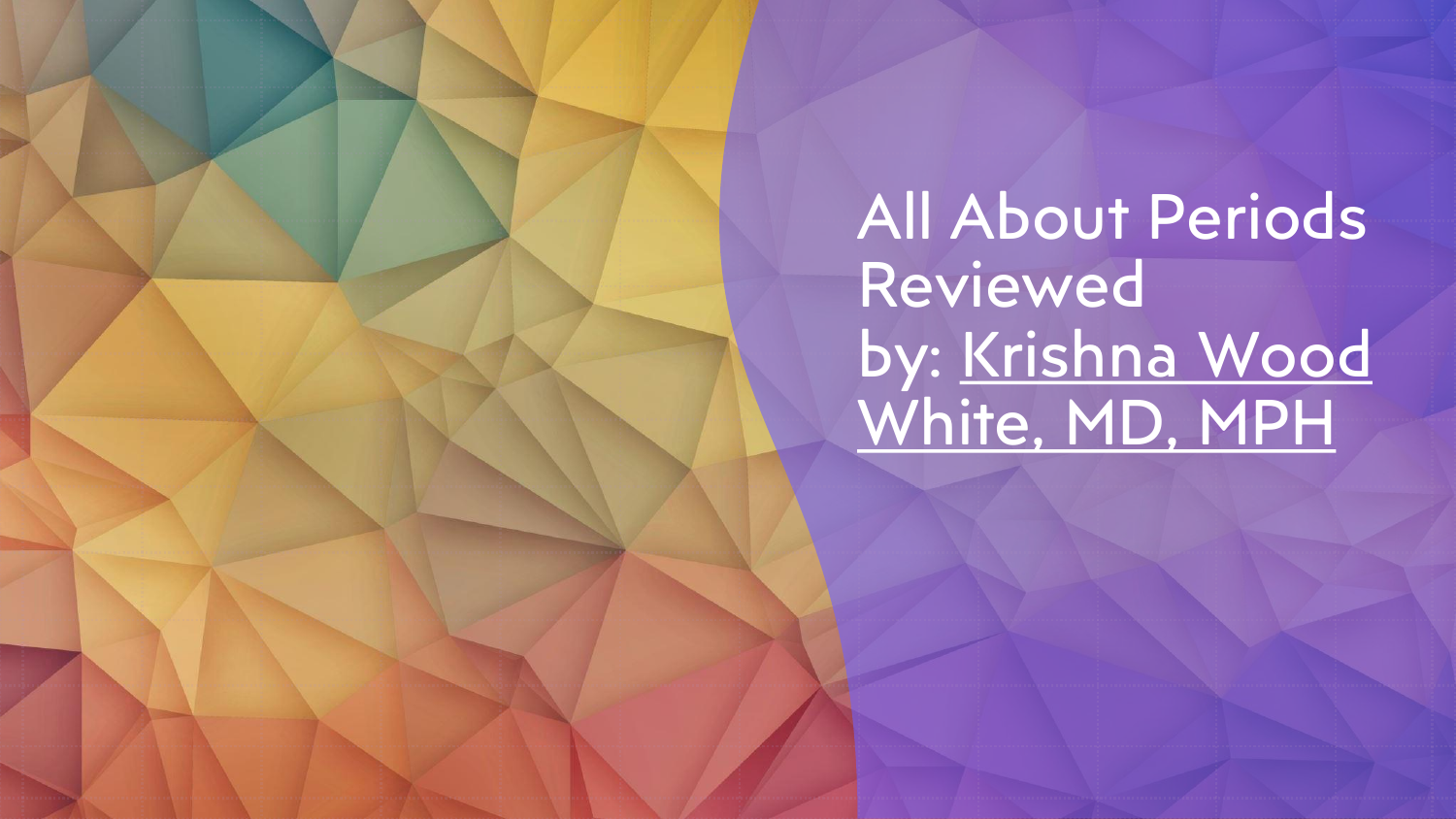# All About Periods

Reviewed by: Krishna Wood White, MD, MPH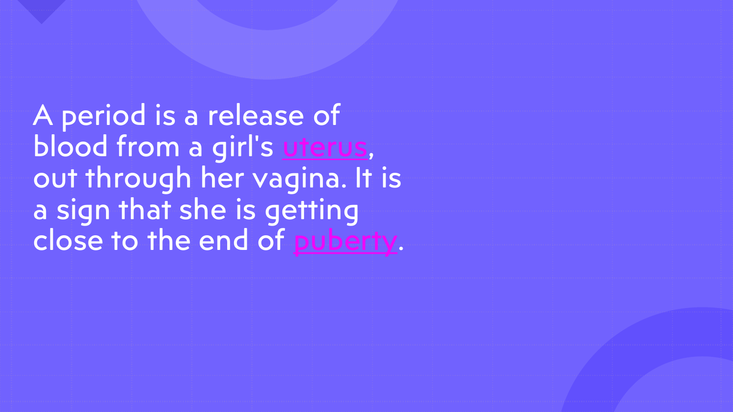A period is a release of blood from a girl's uterus, out through her vagina. It is a sign that she is getting close to the end of puberty.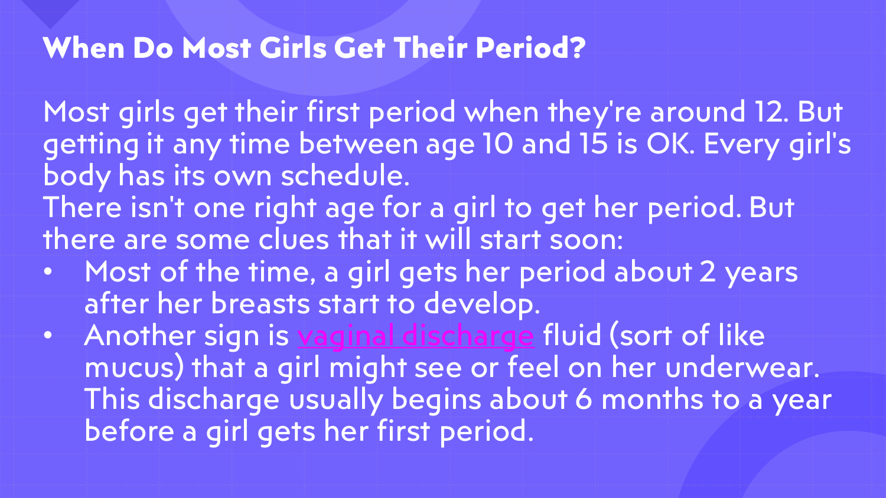## When Do Most Girls Get Their Period?

Most girls get their first period when they're around 12. But getting it any time between age 10 and 15 is OK. Every girl's body has its own schedule.

There isn't one right age for a girl to get her period. But there are some clues that it will start soon:

- Most of the time, a girl gets her period about 2 years after her breasts start to develop.
- Another sign is vaginal discharge fluid (sort of like mucus) that a girl might see or feel on her underwear. This discharge usually begins about 6 months to a year before a girl gets her first period.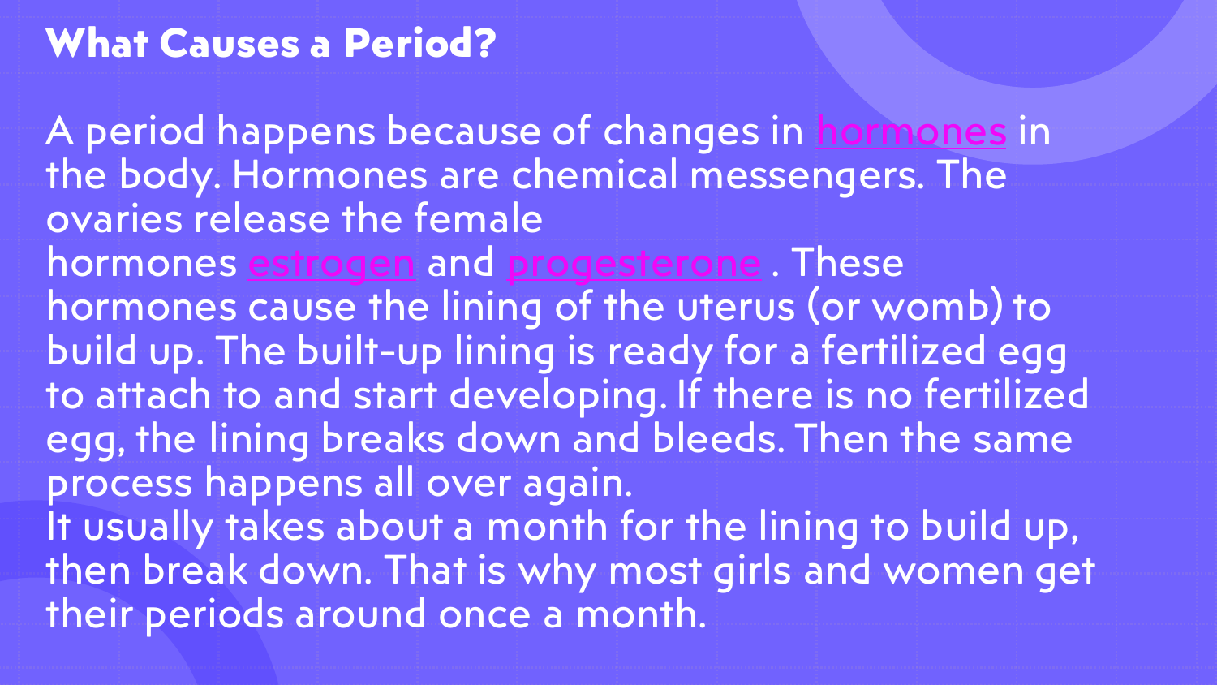# What Causes a Period?

A period happens because of changes in hormones in the body. Hormones are chemical messengers. The ovaries release the female hormones estrogen and progesterone . These hormones cause the lining of the uterus (or womb) to build up. The built-up lining is ready for a fertilized egg to attach to and start developing. If there is no fertilized egg, the lining breaks down and bleeds. Then the same process happens all over again.

It usually takes about a month for the lining to build up, then break down. That is why most girls and women get their periods around once a month.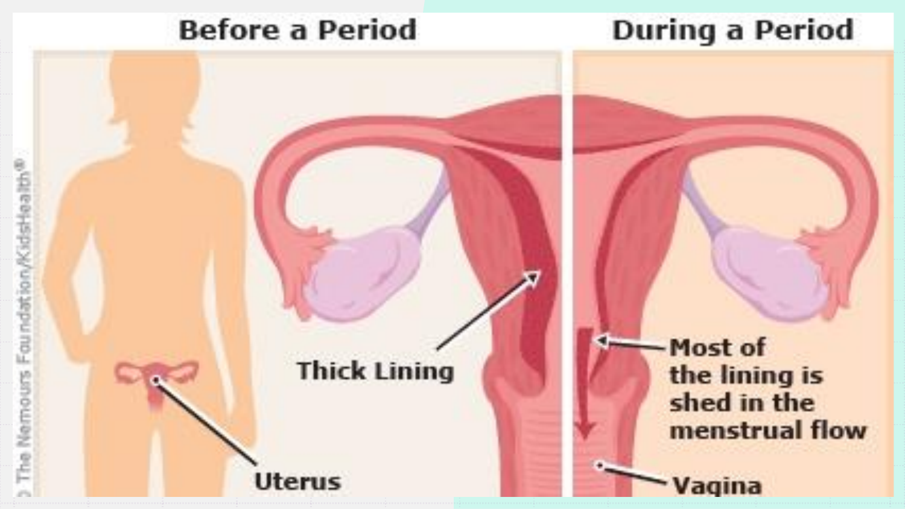Before a Period

During a Period

Thick Lining

Uterus

Most of the lining is shed in the menstrual flow

Vagina

© The Nemours Foundation/KidsHealth®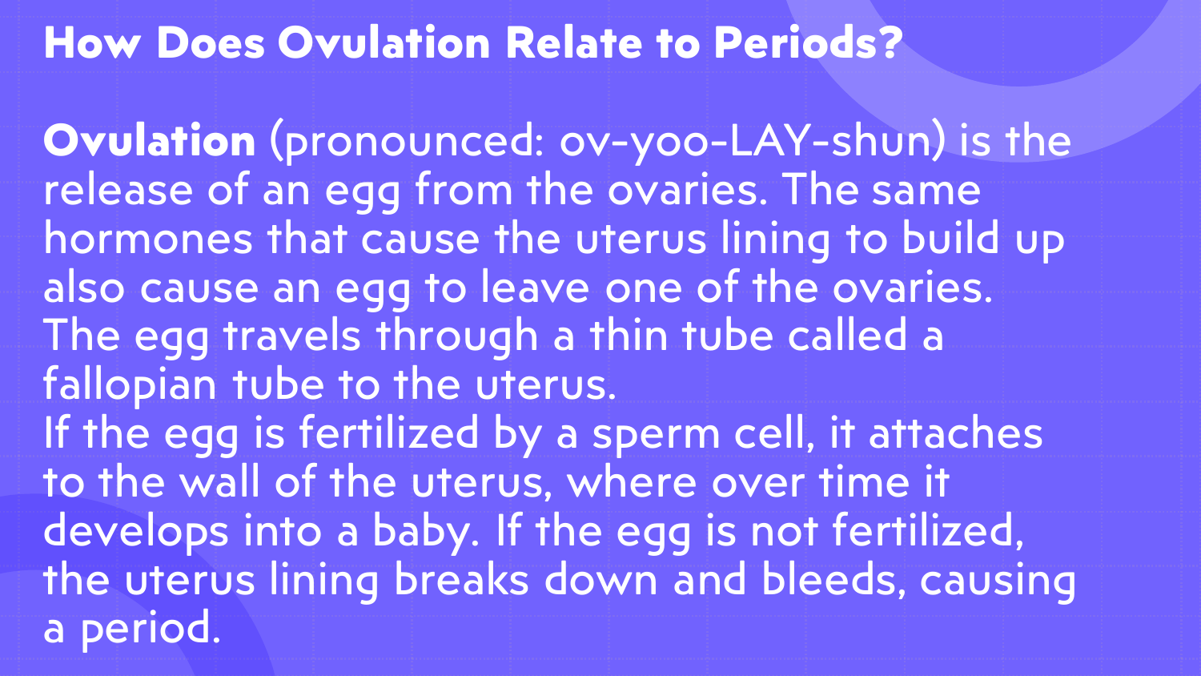# How Does Ovulation Relate to Periods?

**Ovulation** (pronounced: ov-yoo-LAY-shun) is the release of an egg from the ovaries. The same hormones that cause the uterus lining to build up also cause an egg to leave one of the ovaries. The egg travels through a thin tube called a fallopian tube to the uterus.

If the egg is fertilized by a sperm cell, it attaches to the wall of the uterus, where over time it develops into a baby. If the egg is not fertilized, the uterus lining breaks down and bleeds, causing a period.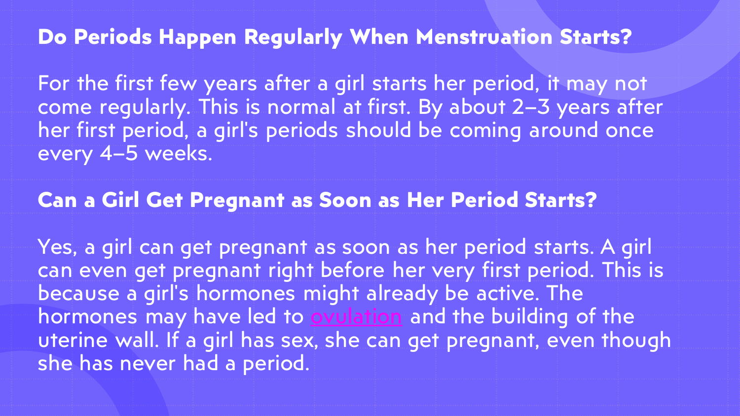## Do Periods Happen Regularly When Menstruation Starts?

For the first few years after a girl starts her period, it may not come regularly. This is normal at first. By about 2–3 years after her first period, a girl's periods should be coming around once every 4–5 weeks.

## Can a Girl Get Pregnant as Soon as Her Period Starts?

Yes, a girl can get pregnant as soon as her period starts. A girl can even get pregnant right before her very first period. This is because a girl's hormones might already be active. The hormones may have led to ovulation and the building of the uterine wall. If a girl has sex, she can get pregnant, even though she has never had a period.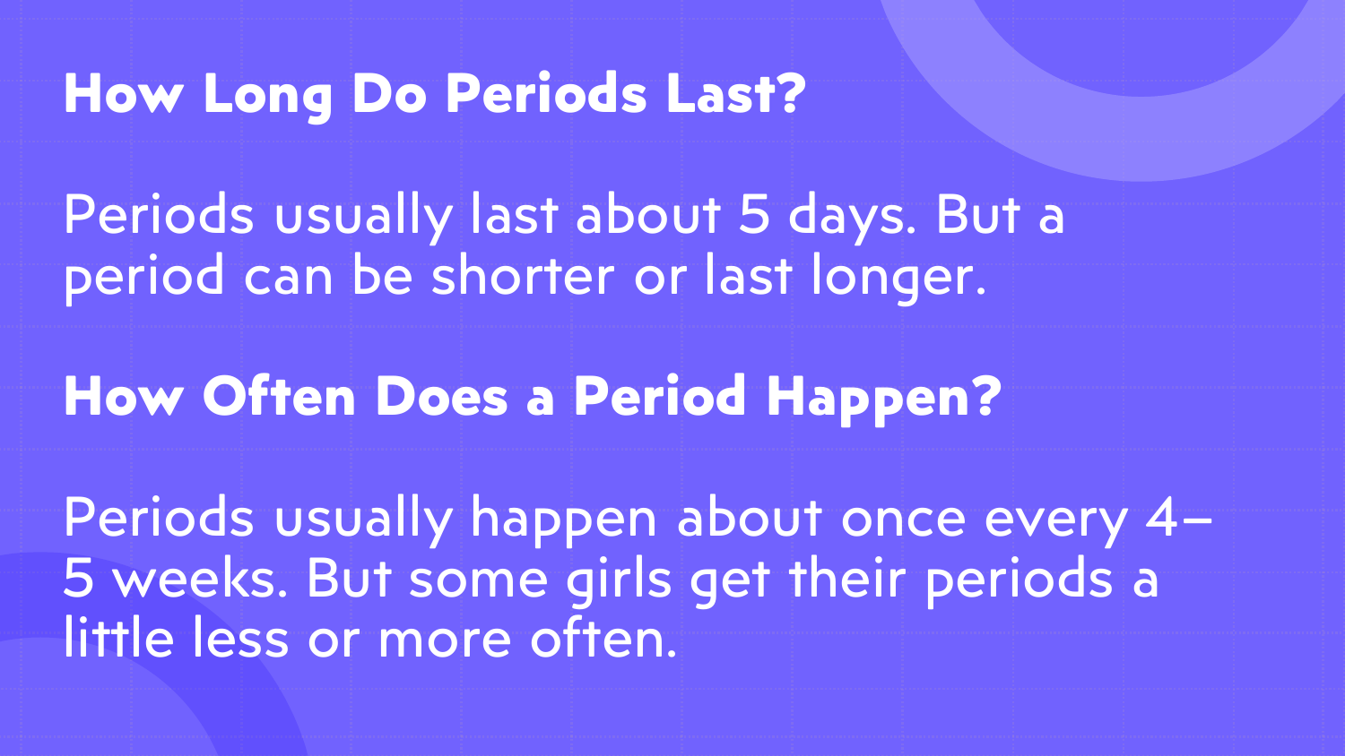## How Long Do Periods Last?

Periods usually last about 5 days. But a period can be shorter or last longer.

## How Often Does a Period Happen?

Periods usually happen about once every 4–5 weeks. But some girls get their periods a little less or more often.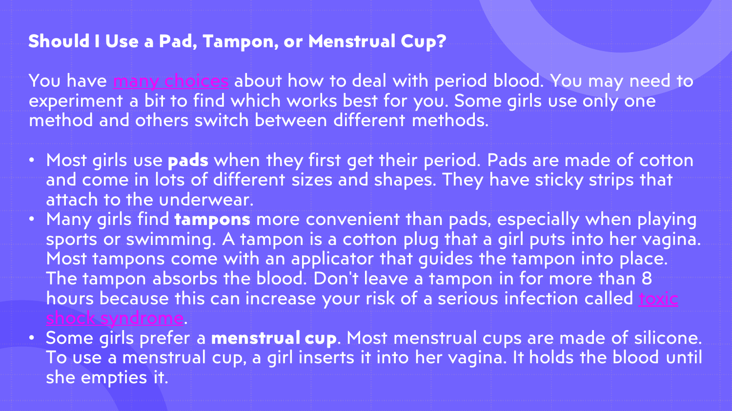## Should I Use a Pad, Tampon, or Menstrual Cup?

You have many choices about how to deal with period blood. You may need to experiment a bit to find which works best for you. Some girls use only one method and others switch between different methods.

- Most girls use **pads** when they first get their period. Pads are made of cotton and come in lots of different sizes and shapes. They have sticky strips that attach to the underwear.
- Many girls find **tampons** more convenient than pads, especially when playing sports or swimming. A tampon is a cotton plug that a girl puts into her vagina. Most tampons come with an applicator that guides the tampon into place. The tampon absorbs the blood. Don't leave a tampon in for more than 8 hours because this can increase your risk of a serious infection called toxic shock syndrome.
- Some girls prefer a **menstrual cup**. Most menstrual cups are made of silicone. To use a menstrual cup, a girl inserts it into her vagina. It holds the blood until she empties it.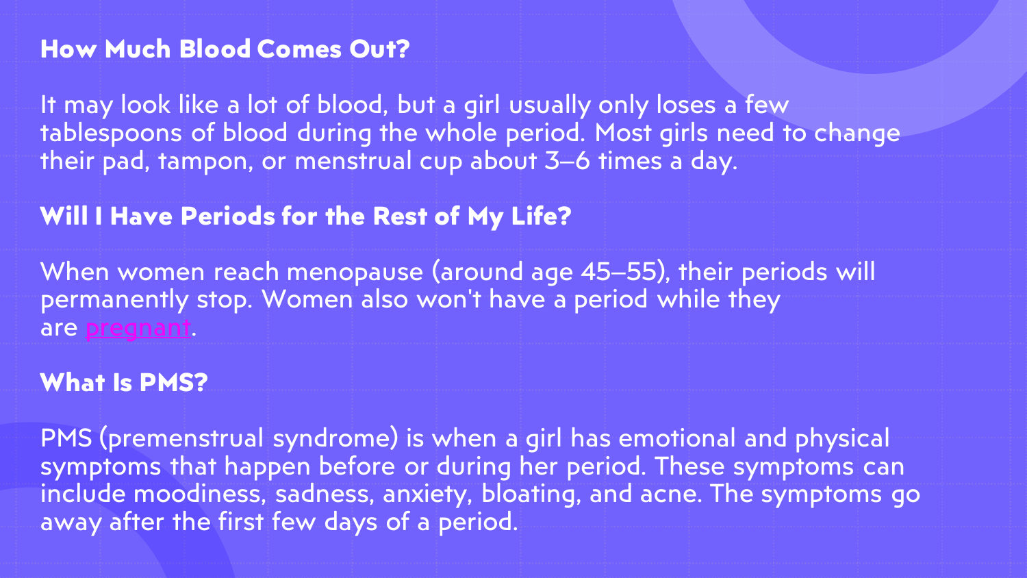## How Much Blood Comes Out?

It may look like a lot of blood, but a girl usually only loses a few tablespoons of blood during the whole period. Most girls need to change their pad, tampon, or menstrual cup about 3–6 times a day.

## Will I Have Periods for the Rest of My Life?

When women reach menopause (around age 45–55), their periods will permanently stop. Women also won't have a period while they are pregnant.

## What Is PMS?

PMS (premenstrual syndrome) is when a girl has emotional and physical symptoms that happen before or during her period. These symptoms can include moodiness, sadness, anxiety, bloating, and acne. The symptoms go away after the first few days of a period.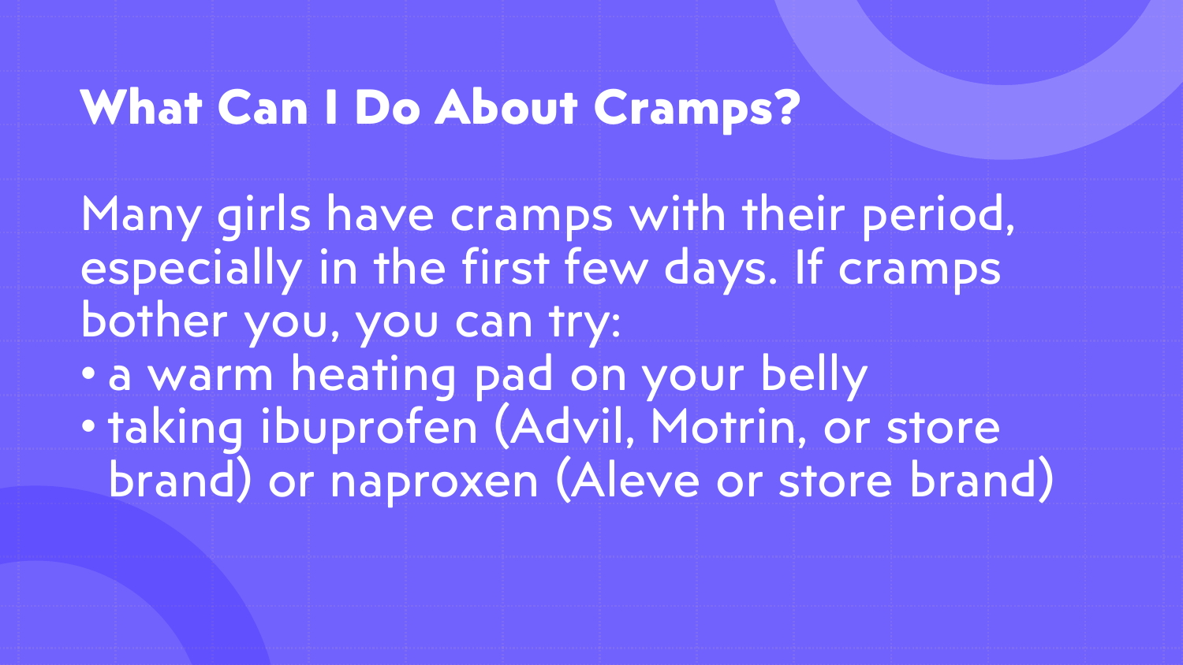# What Can I Do About Cramps?

Many girls have cramps with their period, especially in the first few days. If cramps bother you, you can try:

- a warm heating pad on your belly
- taking ibuprofen (Advil, Motrin, or store brand) or naproxen (Aleve or store brand)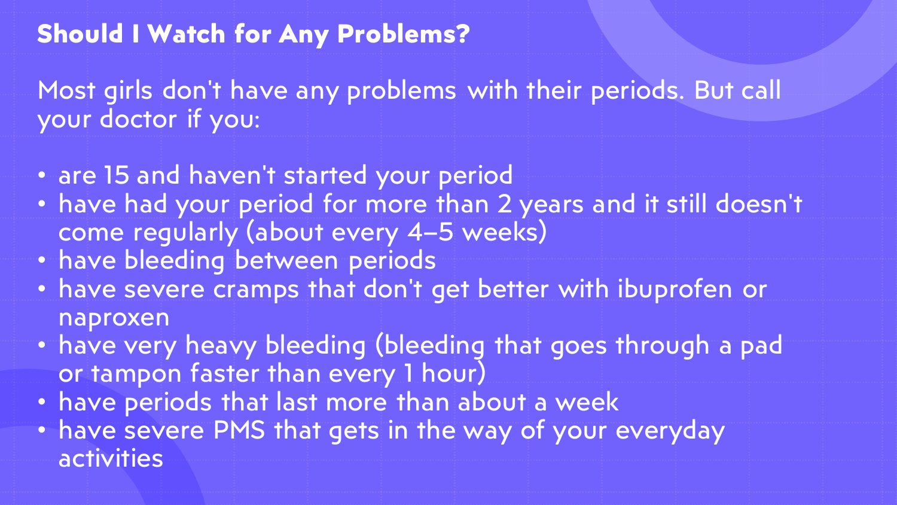## Should I Watch for Any Problems?

Most girls don't have any problems with their periods. But call your doctor if you:

- are 15 and haven't started your period
- have had your period for more than 2 years and it still doesn't come regularly (about every 4–5 weeks)
- have bleeding between periods
- have severe cramps that don't get better with ibuprofen or naproxen
- have very heavy bleeding (bleeding that goes through a pad or tampon faster than every 1 hour)
- have periods that last more than about a week
- have severe PMS that gets in the way of your everyday activities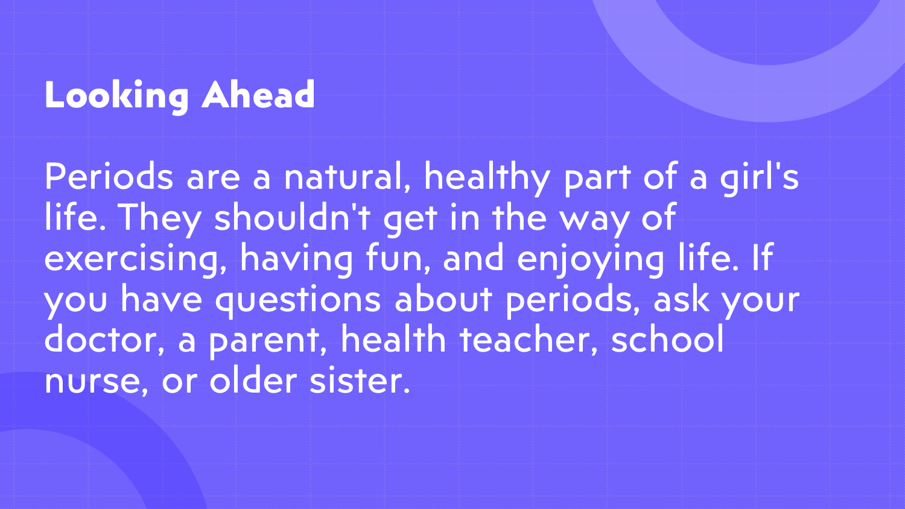## Looking Ahead

Periods are a natural, healthy part of a girl's life. They shouldn't get in the way of exercising, having fun, and enjoying life. If you have questions about periods, ask your doctor, a parent, health teacher, school nurse, or older sister.